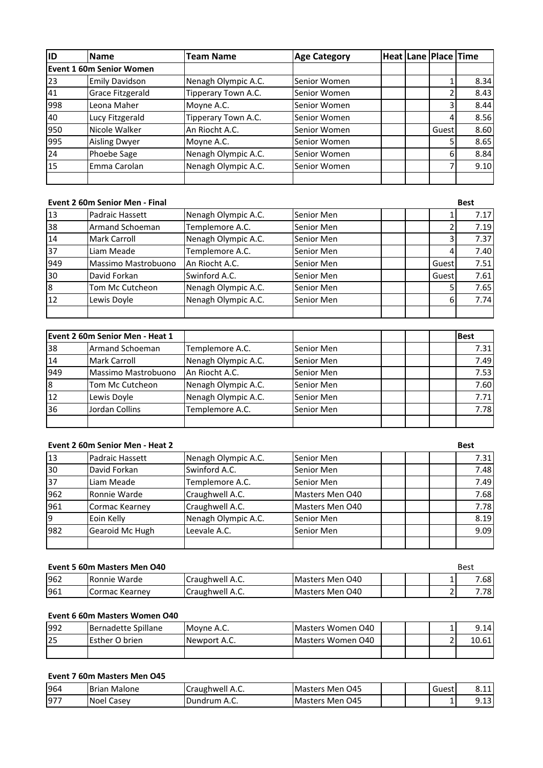| ID | Name | Team Name | Age Category | Heat | Lane | Place | Time |
|---|---|---|---|---|---|---|---|
| **Event 1 60m Senior Women** | | | | | | | |
| 23 | Emily Davidson | Nenagh Olympic A.C. | Senior Women | | | 1 | 8.34 |
| 41 | Grace Fitzgerald | Tipperary Town A.C. | Senior Women | | | 2 | 8.43 |
| 998 | Leona Maher | Moyne A.C. | Senior Women | | | 3 | 8.44 |
| 40 | Lucy Fitzgerald | Tipperary Town A.C. | Senior Women | | | 4 | 8.56 |
| 950 | Nicole Walker | An Riocht A.C. | Senior Women | | | Guest | 8.60 |
| 995 | Aisling Dwyer | Moyne A.C. | Senior Women | | | 5 | 8.65 |
| 24 | Phoebe Sage | Nenagh Olympic A.C. | Senior Women | | | 6 | 8.84 |
| 15 | Emma Carolan | Nenagh Olympic A.C. | Senior Women | | | 7 | 9.10 |

| **Event 2 60m Senior Men - Final** | | | | | | | **Best** |
|---|---|---|---|---|---|---|---|
| 13 | Padraic Hassett | Nenagh Olympic A.C. | Senior Men | | | 1 | 7.17 |
| 38 | Armand Schoeman | Templemore A.C. | Senior Men | | | 2 | 7.19 |
| 14 | Mark Carroll | Nenagh Olympic A.C. | Senior Men | | | 3 | 7.37 |
| 37 | Liam Meade | Templemore A.C. | Senior Men | | | 4 | 7.40 |
| 949 | Massimo Mastrobuono | An Riocht A.C. | Senior Men | | | Guest | 7.51 |
| 30 | David Forkan | Swinford A.C. | Senior Men | | | Guest | 7.61 |
| 8 | Tom Mc Cutcheon | Nenagh Olympic A.C. | Senior Men | | | 5 | 7.65 |
| 12 | Lewis Doyle | Nenagh Olympic A.C. | Senior Men | | | 6 | 7.74 |

| **Event 2 60m Senior Men - Heat 1** | | | | | | | **Best** |
|---|---|---|---|---|---|---|---|
| 38 | Armand Schoeman | Templemore A.C. | Senior Men | | | | 7.31 |
| 14 | Mark Carroll | Nenagh Olympic A.C. | Senior Men | | | | 7.49 |
| 949 | Massimo Mastrobuono | An Riocht A.C. | Senior Men | | | | 7.53 |
| 8 | Tom Mc Cutcheon | Nenagh Olympic A.C. | Senior Men | | | | 7.60 |
| 12 | Lewis Doyle | Nenagh Olympic A.C. | Senior Men | | | | 7.71 |
| 36 | Jordan Collins | Templemore A.C. | Senior Men | | | | 7.78 |

| **Event 2 60m Senior Men - Heat 2** | | | | | | | **Best** |
|---|---|---|---|---|---|---|---|
| 13 | Padraic Hassett | Nenagh Olympic A.C. | Senior Men | | | | 7.31 |
| 30 | David Forkan | Swinford A.C. | Senior Men | | | | 7.48 |
| 37 | Liam Meade | Templemore A.C. | Senior Men | | | | 7.49 |
| 962 | Ronnie Warde | Craughwell A.C. | Masters Men O40 | | | | 7.68 |
| 961 | Cormac Kearney | Craughwell A.C. | Masters Men O40 | | | | 7.78 |
| 9 | Eoin Kelly | Nenagh Olympic A.C. | Senior Men | | | | 8.19 |
| 982 | Gearoid Mc Hugh | Leevale A.C. | Senior Men | | | | 9.09 |

| **Event 5 60m Masters Men O40** | | | | | | | Best |
|---|---|---|---|---|---|---|---|
| 962 | Ronnie Warde | Craughwell A.C. | Masters Men O40 | | | 1 | 7.68 |
| 961 | Cormac Kearney | Craughwell A.C. | Masters Men O40 | | | 2 | 7.78 |

| **Event 6 60m Masters Women O40** | | | | | | | |
|---|---|---|---|---|---|---|---|
| 992 | Bernadette Spillane | Moyne A.C. | Masters Women O40 | | | 1 | 9.14 |
| 25 | Esther O brien | Newport A.C. | Masters Women O40 | | | 2 | 10.61 |

| **Event 7 60m Masters Men O45** | | | | | | | |
|---|---|---|---|---|---|---|---|
| 964 | Brian Malone | Craughwell A.C. | Masters Men O45 | | | Guest | 8.11 |
| 977 | Noel Casey | Dundrum A.C. | Masters Men O45 | | | 1 | 9.13 |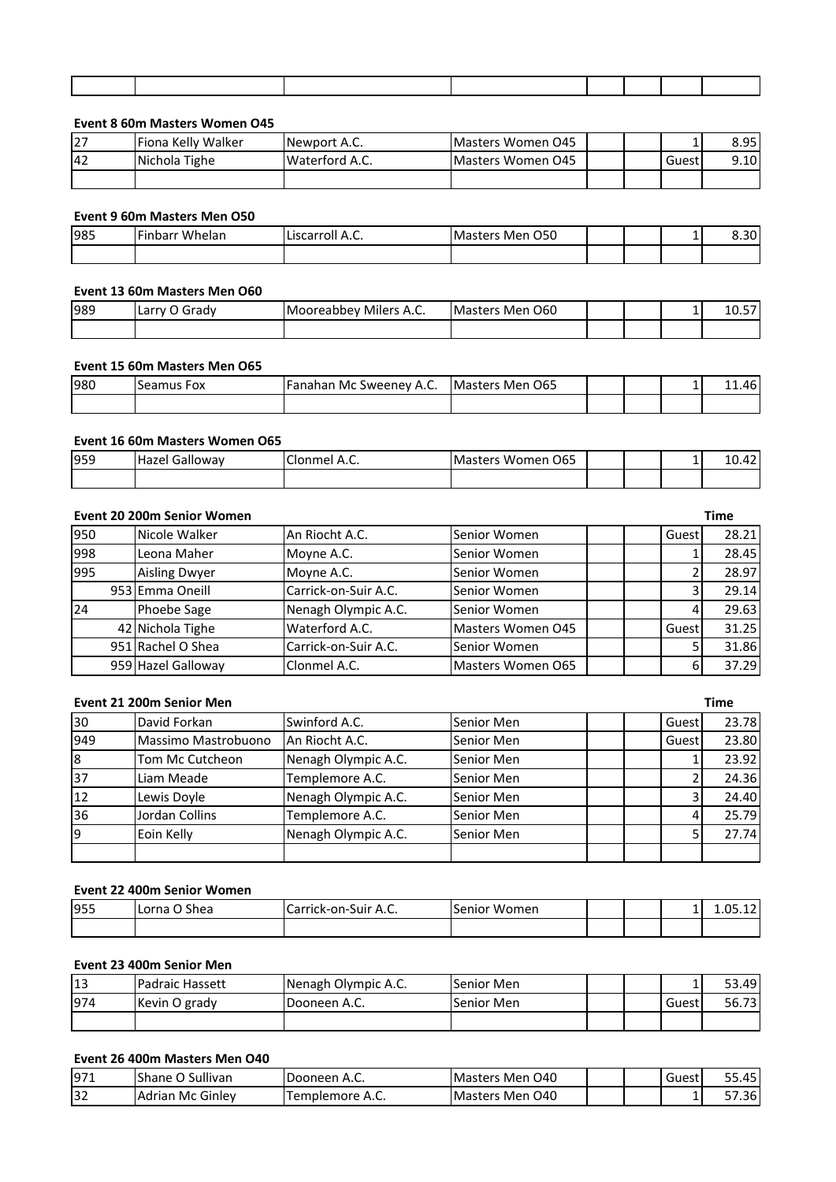| | | | | | | | |
|---|---|---|---|---|---|---|---|

**Event 8 60m Masters Women O45**

| | | | | | | | |
|---|---|---|---|---|---|---|---|
| 27 | Fiona Kelly Walker | Newport A.C. | Masters Women O45 | | | 1 | 8.95 |
| 42 | Nichola Tighe | Waterford A.C. | Masters Women O45 | | | Guest | 9.10 |
| | | | | | | | |

**Event 9 60m Masters Men O50**

| | | | | | | | |
|---|---|---|---|---|---|---|---|
| 985 | Finbarr Whelan | Liscarroll A.C. | Masters Men O50 | | | 1 | 8.30 |
| | | | | | | | |

**Event 13 60m Masters Men O60**

| | | | | | | | |
|---|---|---|---|---|---|---|---|
| 989 | Larry O Grady | Mooreabbey Milers A.C. | Masters Men O60 | | | 1 | 10.57 |
| | | | | | | | |

**Event 15 60m Masters Men O65**

| | | | | | | | |
|---|---|---|---|---|---|---|---|
| 980 | Seamus Fox | Fanahan Mc Sweeney A.C. | Masters Men O65 | | | 1 | 11.46 |
| | | | | | | | |

**Event 16 60m Masters Women O65**

| | | | | | | | |
|---|---|---|---|---|---|---|---|
| 959 | Hazel Galloway | Clonmel A.C. | Masters Women O65 | | | 1 | 10.42 |
| | | | | | | | |

**Event 20 200m Senior Women**

| | | | | | | | Time |
|---|---|---|---|---|---|---|---|
| 950 | Nicole Walker | An Riocht A.C. | Senior Women | | | Guest | 28.21 |
| 998 | Leona Maher | Moyne A.C. | Senior Women | | | 1 | 28.45 |
| 995 | Aisling Dwyer | Moyne A.C. | Senior Women | | | 2 | 28.97 |
| 953 | Emma Oneill | Carrick-on-Suir A.C. | Senior Women | | | 3 | 29.14 |
| 24 | Phoebe Sage | Nenagh Olympic A.C. | Senior Women | | | 4 | 29.63 |
| 42 | Nichola Tighe | Waterford A.C. | Masters Women O45 | | | Guest | 31.25 |
| 951 | Rachel O Shea | Carrick-on-Suir A.C. | Senior Women | | | 5 | 31.86 |
| 959 | Hazel Galloway | Clonmel A.C. | Masters Women O65 | | | 6 | 37.29 |

**Event 21 200m Senior Men**

| | | | | | | | Time |
|---|---|---|---|---|---|---|---|
| 30 | David Forkan | Swinford A.C. | Senior Men | | | Guest | 23.78 |
| 949 | Massimo Mastrobuono | An Riocht A.C. | Senior Men | | | Guest | 23.80 |
| 8 | Tom Mc Cutcheon | Nenagh Olympic A.C. | Senior Men | | | 1 | 23.92 |
| 37 | Liam Meade | Templemore A.C. | Senior Men | | | 2 | 24.36 |
| 12 | Lewis Doyle | Nenagh Olympic A.C. | Senior Men | | | 3 | 24.40 |
| 36 | Jordan Collins | Templemore A.C. | Senior Men | | | 4 | 25.79 |
| 9 | Eoin Kelly | Nenagh Olympic A.C. | Senior Men | | | 5 | 27.74 |
| | | | | | | | |

**Event 22 400m Senior Women**

| | | | | | | | |
|---|---|---|---|---|---|---|---|
| 955 | Lorna O Shea | Carrick-on-Suir A.C. | Senior Women | | | 1 | 1.05.12 |
| | | | | | | | |

**Event 23 400m Senior Men**

| | | | | | | | |
|---|---|---|---|---|---|---|---|
| 13 | Padraic Hassett | Nenagh Olympic A.C. | Senior Men | | | 1 | 53.49 |
| 974 | Kevin O grady | Dooneen A.C. | Senior Men | | | Guest | 56.73 |
| | | | | | | | |

**Event 26 400m Masters Men O40**

| | | | | | | | |
|---|---|---|---|---|---|---|---|
| 971 | Shane O Sullivan | Dooneen A.C. | Masters Men O40 | | | Guest | 55.45 |
| 32 | Adrian Mc Ginley | Templemore A.C. | Masters Men O40 | | | 1 | 57.36 |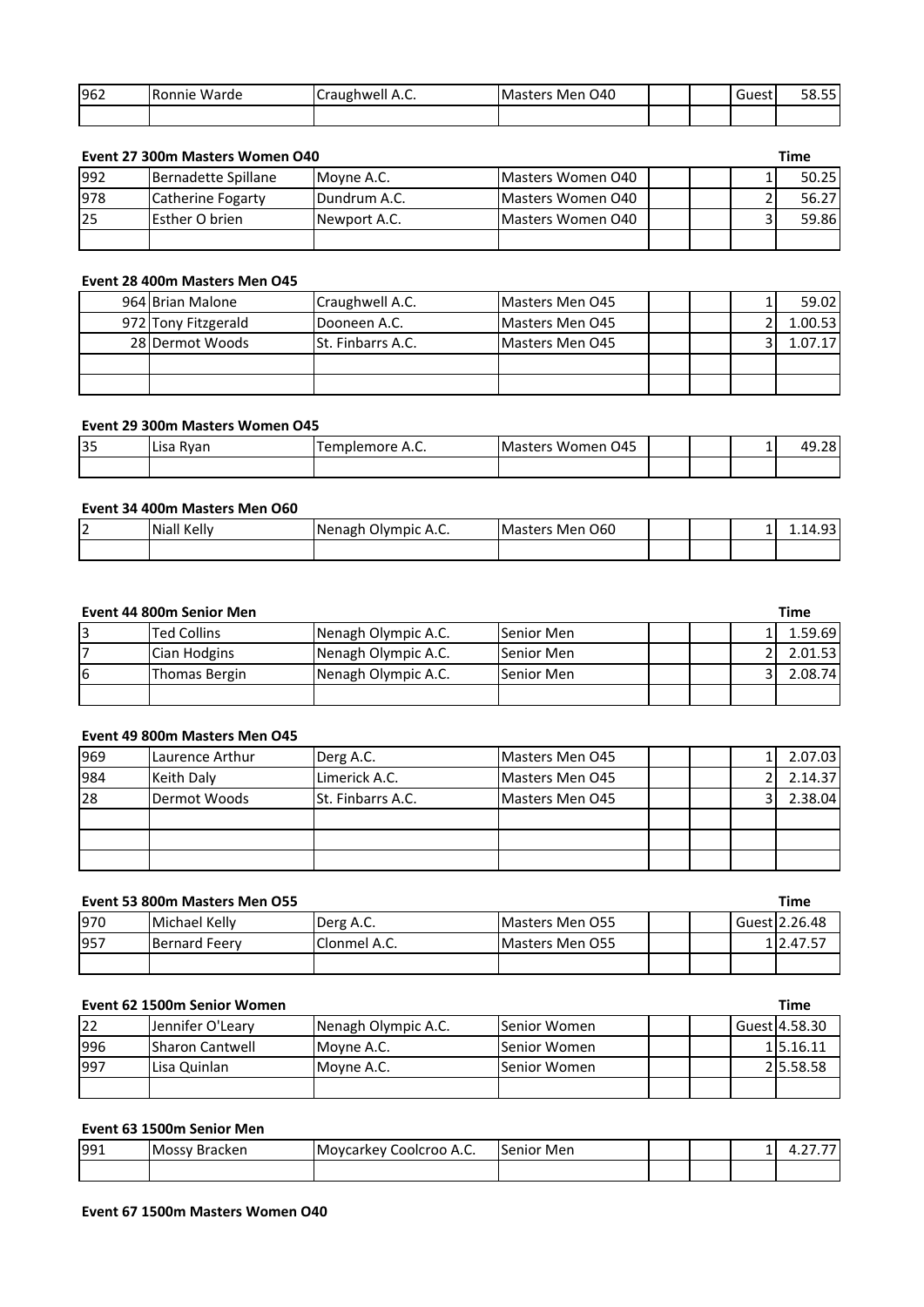| | | | | | | | |
|---|---|---|---|---|---|---|---|
| 962 | Ronnie Warde | Craughwell A.C. | Masters Men O40 | | | Guest | 58.55 |
| | | | | | | | |

**Event 27 300m Masters Women O40**

| | | | | | | | Time |
|---|---|---|---|---|---|---|---|
| 992 | Bernadette Spillane | Moyne A.C. | Masters Women O40 | | | 1 | 50.25 |
| 978 | Catherine Fogarty | Dundrum A.C. | Masters Women O40 | | | 2 | 56.27 |
| 25 | Esther O brien | Newport A.C. | Masters Women O40 | | | 3 | 59.86 |
| | | | | | | | |

**Event 28 400m Masters Men O45**

| | | | | | | | |
|---|---|---|---|---|---|---|---|
| 964 | Brian Malone | Craughwell A.C. | Masters Men O45 | | | 1 | 59.02 |
| 972 | Tony Fitzgerald | Dooneen A.C. | Masters Men O45 | | | 2 | 1.00.53 |
| 28 | Dermot Woods | St. Finbarrs A.C. | Masters Men O45 | | | 3 | 1.07.17 |
| | | | | | | | |
| | | | | | | | |

**Event 29 300m Masters Women O45**

| | | | | | | | |
|---|---|---|---|---|---|---|---|
| 35 | Lisa Ryan | Templemore A.C. | Masters Women O45 | | | 1 | 49.28 |
| | | | | | | | |

**Event 34 400m Masters Men O60**

| | | | | | | | |
|---|---|---|---|---|---|---|---|
| 2 | Niall Kelly | Nenagh Olympic A.C. | Masters Men O60 | | | 1 | 1.14.93 |
| | | | | | | | |

**Event 44 800m Senior Men**

| | | | | | | | Time |
|---|---|---|---|---|---|---|---|
| 3 | Ted Collins | Nenagh Olympic A.C. | Senior Men | | | 1 | 1.59.69 |
| 7 | Cian Hodgins | Nenagh Olympic A.C. | Senior Men | | | 2 | 2.01.53 |
| 6 | Thomas Bergin | Nenagh Olympic A.C. | Senior Men | | | 3 | 2.08.74 |
| | | | | | | | |

**Event 49 800m Masters Men O45**

| | | | | | | | |
|---|---|---|---|---|---|---|---|
| 969 | Laurence Arthur | Derg A.C. | Masters Men O45 | | | 1 | 2.07.03 |
| 984 | Keith Daly | Limerick A.C. | Masters Men O45 | | | 2 | 2.14.37 |
| 28 | Dermot Woods | St. Finbarrs A.C. | Masters Men O45 | | | 3 | 2.38.04 |
| | | | | | | | |
| | | | | | | | |
| | | | | | | | |

**Event 53 800m Masters Men O55**

| | | | | | | | Time |
|---|---|---|---|---|---|---|---|
| 970 | Michael Kelly | Derg A.C. | Masters Men O55 | | | Guest | 2.26.48 |
| 957 | Bernard Feery | Clonmel A.C. | Masters Men O55 | | | 1 | 2.47.57 |
| | | | | | | | |

**Event 62 1500m Senior Women**

| | | | | | | | Time |
|---|---|---|---|---|---|---|---|
| 22 | Jennifer O'Leary | Nenagh Olympic A.C. | Senior Women | | | Guest | 4.58.30 |
| 996 | Sharon Cantwell | Moyne A.C. | Senior Women | | | 1 | 5.16.11 |
| 997 | Lisa Quinlan | Moyne A.C. | Senior Women | | | 2 | 5.58.58 |
| | | | | | | | |

**Event 63 1500m Senior Men**

| | | | | | | | |
|---|---|---|---|---|---|---|---|
| 991 | Mossy Bracken | Moycarkey Coolcroo A.C. | Senior Men | | | 1 | 4.27.77 |
| | | | | | | | |

**Event 67 1500m Masters Women O40**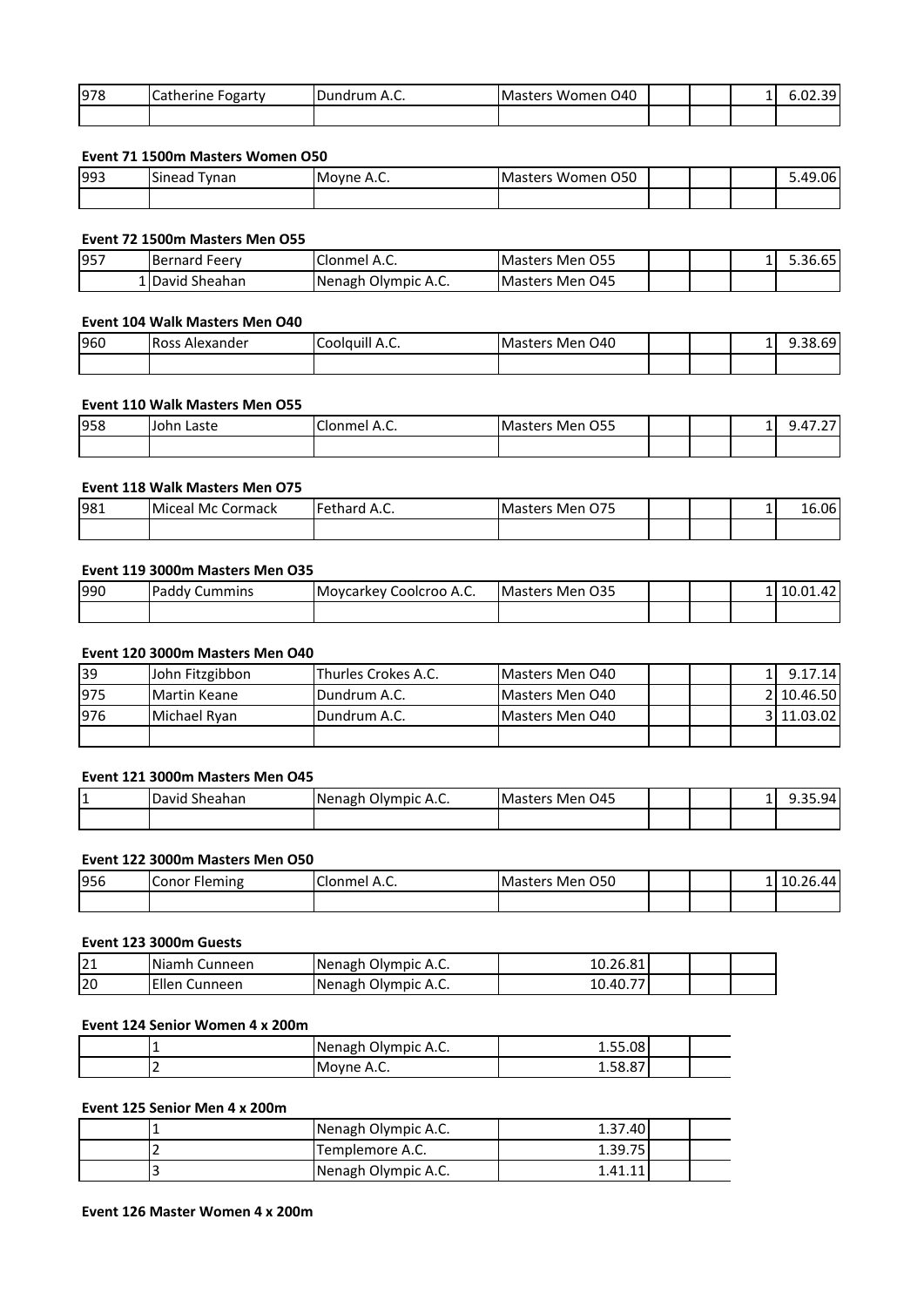| 978 | Catherine Fogarty | Dundrum A.C. | Masters Women O40 | | | 1 | 6.02.39 |
|---|---|---|---|---|---|---|---|
| | | | | | | | |

**Event 71 1500m Masters Women O50**

| 993 | Sinead Tynan | Moyne A.C. | Masters Women O50 | | | | 5.49.06 |
|---|---|---|---|---|---|---|---|
| | | | | | | | |

**Event 72 1500m Masters Men O55**

| 957 | Bernard Feery | Clonmel A.C. | Masters Men O55 | | | 1 | 5.36.65 |
|---|---|---|---|---|---|---|---|
| 1 | David Sheahan | Nenagh Olympic A.C. | Masters Men O45 | | | | |

**Event 104 Walk Masters Men O40**

| 960 | Ross Alexander | Coolquill A.C. | Masters Men O40 | | | 1 | 9.38.69 |
|---|---|---|---|---|---|---|---|
| | | | | | | | |

**Event 110 Walk Masters Men O55**

| 958 | John Laste | Clonmel A.C. | Masters Men O55 | | | 1 | 9.47.27 |
|---|---|---|---|---|---|---|---|
| | | | | | | | |

**Event 118 Walk Masters Men O75**

| 981 | Miceal Mc Cormack | Fethard A.C. | Masters Men O75 | | | 1 | 16.06 |
|---|---|---|---|---|---|---|---|
| | | | | | | | |

**Event 119 3000m Masters Men O35**

| 990 | Paddy Cummins | Moycarkey Coolcroo A.C. | Masters Men O35 | | | 1 | 10.01.42 |
|---|---|---|---|---|---|---|---|
| | | | | | | | |

**Event 120 3000m Masters Men O40**

| 39 | John Fitzgibbon | Thurles Crokes A.C. | Masters Men O40 | | | 1 | 9.17.14 |
|---|---|---|---|---|---|---|---|
| 975 | Martin Keane | Dundrum A.C. | Masters Men O40 | | | 2 | 10.46.50 |
| 976 | Michael Ryan | Dundrum A.C. | Masters Men O40 | | | 3 | 11.03.02 |
| | | | | | | | |

**Event 121 3000m Masters Men O45**

| 1 | David Sheahan | Nenagh Olympic A.C. | Masters Men O45 | | | 1 | 9.35.94 |
|---|---|---|---|---|---|---|---|
| | | | | | | | |

**Event 122 3000m Masters Men O50**

| 956 | Conor Fleming | Clonmel A.C. | Masters Men O50 | | | 1 | 10.26.44 |
|---|---|---|---|---|---|---|---|
| | | | | | | | |

**Event 123 3000m Guests**

| 21 | Niamh Cunneen | Nenagh Olympic A.C. | 10.26.81 | | | |
|---|---|---|---|---|---|---|
| 20 | Ellen Cunneen | Nenagh Olympic A.C. | 10.40.77 | | | |

**Event 124 Senior Women 4 x 200m**

| | 1 | Nenagh Olympic A.C. | 1.55.08 | | |
|---|---|---|---|---|---|
| | 2 | Moyne A.C. | 1.58.87 | | |

**Event 125 Senior Men 4 x 200m**

| | 1 | Nenagh Olympic A.C. | 1.37.40 | | |
|---|---|---|---|---|---|
| | 2 | Templemore A.C. | 1.39.75 | | |
| | 3 | Nenagh Olympic A.C. | 1.41.11 | | |

**Event 126 Master Women 4 x 200m**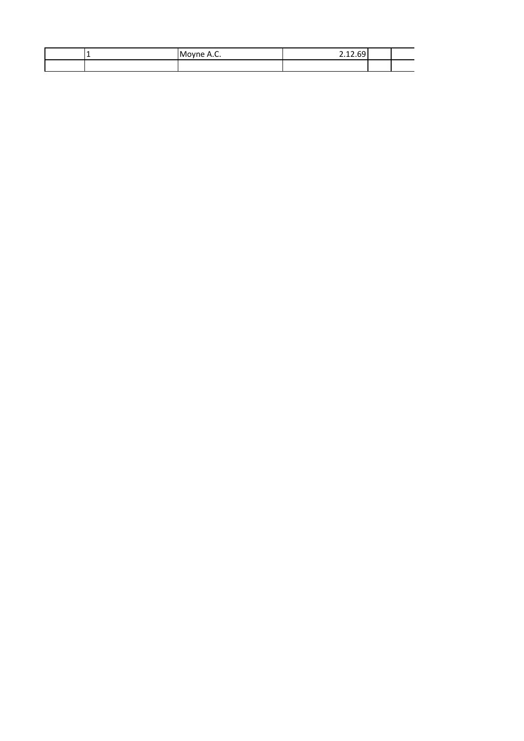|  |  |  |  |  |  |
|---|---|---|---|---|---|
|  | 1 | Moyne A.C. | 2.12.69 |  |  |
|  |  |  |  |  |  |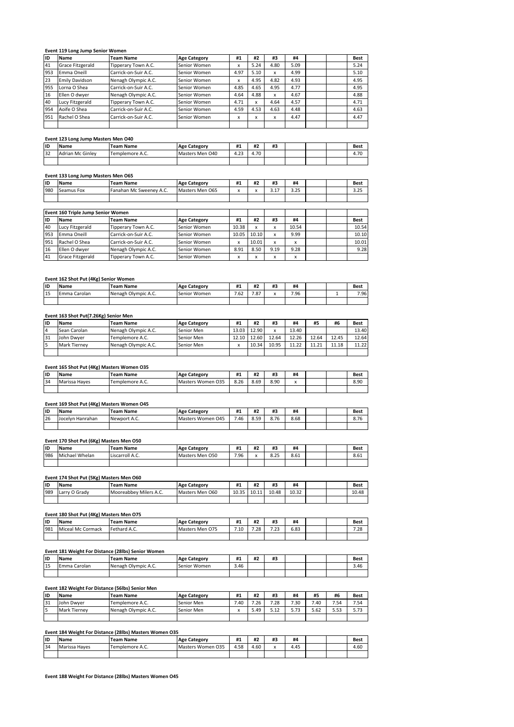### Event 119 Long Jump Senior Women

| ID | Name | Team Name | Age Category | #1 | #2 | #3 | #4 | | | Best |
|---|---|---|---|---|---|---|---|---|---|---|
| 41 | Grace Fitzgerald | Tipperary Town A.C. | Senior Women | x | 5.24 | 4.80 | 5.09 | | | 5.24 |
| 953 | Emma Oneill | Carrick-on-Suir A.C. | Senior Women | 4.97 | 5.10 | x | 4.99 | | | 5.10 |
| 23 | Emily Davidson | Nenagh Olympic A.C. | Senior Women | x | 4.95 | 4.82 | 4.93 | | | 4.95 |
| 955 | Lorna O Shea | Carrick-on-Suir A.C. | Senior Women | 4.85 | 4.65 | 4.95 | 4.77 | | | 4.95 |
| 16 | Ellen O dwyer | Nenagh Olympic A.C. | Senior Women | 4.64 | 4.88 | x | 4.67 | | | 4.88 |
| 40 | Lucy Fitzgerald | Tipperary Town A.C. | Senior Women | 4.71 | x | 4.64 | 4.57 | | | 4.71 |
| 954 | Aoife O Shea | Carrick-on-Suir A.C. | Senior Women | 4.59 | 4.53 | 4.63 | 4.48 | | | 4.63 |
| 951 | Rachel O Shea | Carrick-on-Suir A.C. | Senior Women | x | x | x | 4.47 | | | 4.47 |

### Event 123 Long Jump Masters Men O40

| ID | Name | Team Name | Age Category | #1 | #2 | #3 | | | | Best |
|---|---|---|---|---|---|---|---|---|---|---|
| 32 | Adrian Mc Ginley | Templemore A.C. | Masters Men O40 | 4.23 | 4.70 | | | | | 4.70 |

### Event 133 Long Jump Masters Men O65

| ID | Name | Team Name | Age Category | #1 | #2 | #3 | #4 | | | Best |
|---|---|---|---|---|---|---|---|---|---|---|
| 980 | Seamus Fox | Fanahan Mc Sweeney A.C. | Masters Men O65 | x | x | 3.17 | 3.25 | | | 3.25 |

### Event 160 Triple Jump Senior Women

| ID | Name | Team Name | Age Category | #1 | #2 | #3 | #4 | | | Best |
|---|---|---|---|---|---|---|---|---|---|---|
| 40 | Lucy Fitzgerald | Tipperary Town A.C. | Senior Women | 10.38 | x | x | 10.54 | | | 10.54 |
| 953 | Emma Oneill | Carrick-on-Suir A.C. | Senior Women | 10.05 | 10.10 | x | 9.99 | | | 10.10 |
| 951 | Rachel O Shea | Carrick-on-Suir A.C. | Senior Women | x | 10.01 | x | x | | | 10.01 |
| 16 | Ellen O dwyer | Nenagh Olympic A.C. | Senior Women | 8.91 | 8.50 | 9.19 | 9.28 | | | 9.28 |
| 41 | Grace Fitzgerald | Tipperary Town A.C. | Senior Women | x | x | x | x | | | |

### Event 162 Shot Put (4Kg) Senior Women

| ID | Name | Team Name | Age Category | #1 | #2 | #3 | #4 | | | Best |
|---|---|---|---|---|---|---|---|---|---|---|
| 15 | Emma Carolan | Nenagh Olympic A.C. | Senior Women | 7.62 | 7.87 | x | 7.96 | | 1 | 7.96 |

### Event 163 Shot Put(7.26Kg) Senior Men

| ID | Name | Team Name | Age Category | #1 | #2 | #3 | #4 | #5 | #6 | Best |
|---|---|---|---|---|---|---|---|---|---|---|
| 4 | Sean Carolan | Nenagh Olympic A.C. | Senior Men | 13.03 | 12.90 | x | 13.40 | | | 13.40 |
| 31 | John Dwyer | Templemore A.C. | Senior Men | 12.10 | 12.60 | 12.64 | 12.26 | 12.64 | 12.45 | 12.64 |
| 5 | Mark Tierney | Nenagh Olympic A.C. | Senior Men | x | 10.34 | 10.95 | 11.22 | 11.21 | 11.18 | 11.22 |

### Event 165 Shot Put (4Kg) Masters Women O35

| ID | Name | Team Name | Age Category | #1 | #2 | #3 | #4 | | | Best |
|---|---|---|---|---|---|---|---|---|---|---|
| 34 | Marissa Hayes | Templemore A.C. | Masters Women O35 | 8.26 | 8.69 | 8.90 | x | | | 8.90 |

### Event 169 Shot Put (4Kg) Masters Women O45

| ID | Name | Team Name | Age Category | #1 | #2 | #3 | #4 | | | Best |
|---|---|---|---|---|---|---|---|---|---|---|
| 26 | Jocelyn Hanrahan | Newport A.C. | Masters Women O45 | 7.46 | 8.59 | 8.76 | 8.68 | | | 8.76 |

### Event 170 Shot Put (6Kg) Masters Men O50

| ID | Name | Team Name | Age Category | #1 | #2 | #3 | #4 | | | Best |
|---|---|---|---|---|---|---|---|---|---|---|
| 986 | Michael Whelan | Liscarroll A.C. | Masters Men O50 | 7.96 | x | 8.25 | 8.61 | | | 8.61 |

### Event 174 Shot Put (5Kg) Masters Men O60

| ID | Name | Team Name | Age Category | #1 | #2 | #3 | #4 | | | Best |
|---|---|---|---|---|---|---|---|---|---|---|
| 989 | Larry O Grady | Mooreabbey Milers A.C. | Masters Men O60 | 10.35 | 10.11 | 10.48 | 10.32 | | | 10.48 |

### Event 180 Shot Put (4Kg) Masters Men O75

| ID | Name | Team Name | Age Category | #1 | #2 | #3 | #4 | | | Best |
|---|---|---|---|---|---|---|---|---|---|---|
| 981 | Miceal Mc Cormack | Fethard A.C. | Masters Men O75 | 7.10 | 7.28 | 7.23 | 6.83 | | | 7.28 |

### Event 181 Weight For Distance (28lbs) Senior Women

| ID | Name | Team Name | Age Category | #1 | #2 | #3 | | | | Best |
|---|---|---|---|---|---|---|---|---|---|---|
| 15 | Emma Carolan | Nenagh Olympic A.C. | Senior Women | 3.46 | | | | | | 3.46 |

### Event 182 Weight For Distance (56lbs) Senior Men

| ID | Name | Team Name | Age Category | #1 | #2 | #3 | #4 | #5 | #6 | Best |
|---|---|---|---|---|---|---|---|---|---|---|
| 31 | John Dwyer | Templemore A.C. | Senior Men | 7.40 | 7.26 | 7.28 | 7.30 | 7.40 | 7.54 | 7.54 |
| 5 | Mark Tierney | Nenagh Olympic A.C. | Senior Men | x | 5.49 | 5.12 | 5.73 | 5.62 | 5.53 | 5.73 |

### Event 184 Weight For Distance (28lbs) Masters Women O35

| ID | Name | Team Name | Age Category | #1 | #2 | #3 | #4 | | | Best |
|---|---|---|---|---|---|---|---|---|---|---|
| 34 | Marissa Hayes | Templemore A.C. | Masters Women O35 | 4.58 | 4.60 | x | 4.45 | | | 4.60 |

### Event 188 Weight For Distance (28lbs) Masters Women O45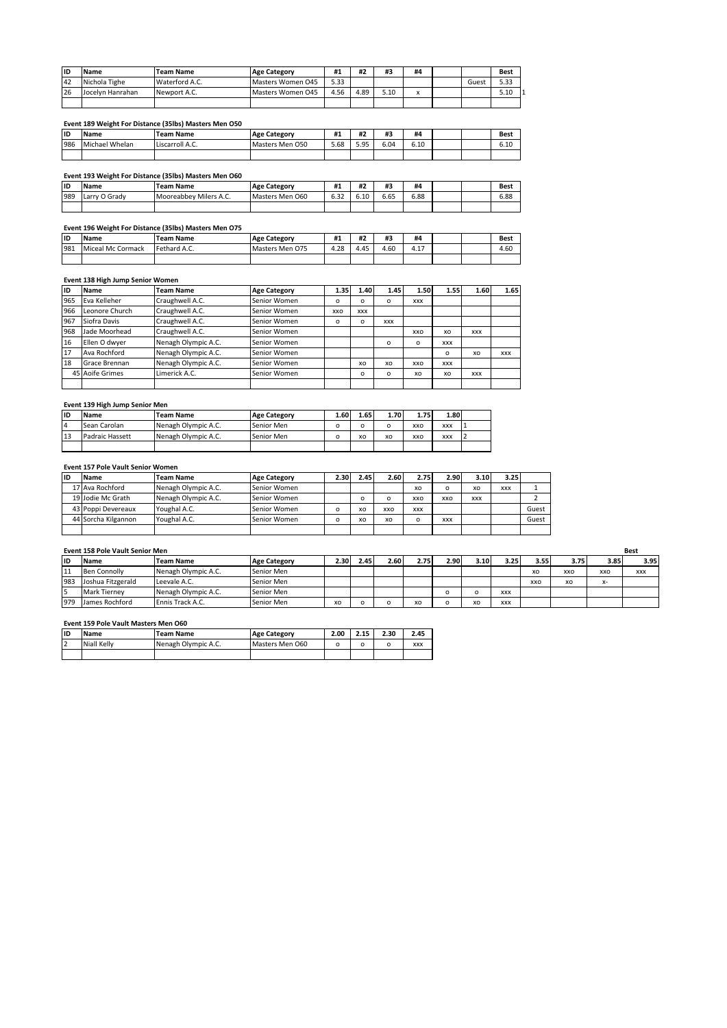| ID | Name | Team Name | Age Category | #1 | #2 | #3 | #4 | | | Best | |
|---|---|---|---|---|---|---|---|---|---|---|---|
| 42 | Nichola Tighe | Waterford A.C. | Masters Women O45 | 5.33 | | | | | Guest | 5.33 | |
| 26 | Jocelyn Hanrahan | Newport A.C. | Masters Women O45 | 4.56 | 4.89 | 5.10 | x | | | 5.10 | 1 |
| | | | | | | | | | | | |

**Event 189 Weight For Distance (35lbs) Masters Men O50**

| ID | Name | Team Name | Age Category | #1 | #2 | #3 | #4 | | | Best |
|---|---|---|---|---|---|---|---|---|---|---|
| 986 | Michael Whelan | Liscarroll A.C. | Masters Men O50 | 5.68 | 5.95 | 6.04 | 6.10 | | | 6.10 |
| | | | | | | | | | | |

**Event 193 Weight For Distance (35lbs) Masters Men O60**

| ID | Name | Team Name | Age Category | #1 | #2 | #3 | #4 | | | Best |
|---|---|---|---|---|---|---|---|---|---|---|
| 989 | Larry O Grady | Mooreabbey Milers A.C. | Masters Men O60 | 6.32 | 6.10 | 6.65 | 6.88 | | | 6.88 |
| | | | | | | | | | | |

**Event 196 Weight For Distance (35lbs) Masters Men O75**

| ID | Name | Team Name | Age Category | #1 | #2 | #3 | #4 | | | Best |
|---|---|---|---|---|---|---|---|---|---|---|
| 981 | Miceal Mc Cormack | Fethard A.C. | Masters Men O75 | 4.28 | 4.45 | 4.60 | 4.17 | | | 4.60 |
| | | | | | | | | | | |

**Event 138 High Jump Senior Women**

| ID | Name | Team Name | Age Category | 1.35 | 1.40 | 1.45 | 1.50 | 1.55 | 1.60 | 1.65 |
|---|---|---|---|---|---|---|---|---|---|---|
| 965 | Eva Kelleher | Craughwell A.C. | Senior Women | o | o | o | xxx | | | |
| 966 | Leonore Church | Craughwell A.C. | Senior Women | xxo | xxx | | | | | |
| 967 | Siofra Davis | Craughwell A.C. | Senior Women | o | o | xxx | | | | |
| 968 | Jade Moorhead | Craughwell A.C. | Senior Women | | | | xxo | xo | xxx | |
| 16 | Ellen O dwyer | Nenagh Olympic A.C. | Senior Women | | | o | o | xxx | | |
| 17 | Ava Rochford | Nenagh Olympic A.C. | Senior Women | | | | | o | xo | xxx |
| 18 | Grace Brennan | Nenagh Olympic A.C. | Senior Women | | xo | xo | xxo | xxx | | |
| 45 | Aoife Grimes | Limerick A.C. | Senior Women | | o | o | xo | xo | xxx | |
| | | | | | | | | | | |

**Event 139 High Jump Senior Men**

| ID | Name | Team Name | Age Category | 1.60 | 1.65 | 1.70 | 1.75 | 1.80 | |
|---|---|---|---|---|---|---|---|---|---|
| 4 | Sean Carolan | Nenagh Olympic A.C. | Senior Men | o | o | o | xxo | xxx | 1 |
| 13 | Padraic Hassett | Nenagh Olympic A.C. | Senior Men | o | xo | xo | xxo | xxx | 2 |
| | | | | | | | | | |

**Event 157 Pole Vault Senior Women**

| ID | Name | Team Name | Age Category | 2.30 | 2.45 | 2.60 | 2.75 | 2.90 | 3.10 | 3.25 | |
|---|---|---|---|---|---|---|---|---|---|---|---|
| 17 | Ava Rochford | Nenagh Olympic A.C. | Senior Women | | | | xo | o | xo | xxx | 1 |
| 19 | Jodie Mc Grath | Nenagh Olympic A.C. | Senior Women | | o | o | xxo | xxo | xxx | | 2 |
| 43 | Poppi Devereaux | Youghal A.C. | Senior Women | o | xo | xxo | xxx | | | | Guest |
| 44 | Sorcha Kilgannon | Youghal A.C. | Senior Women | o | xo | xo | o | xxx | | | Guest |
| | | | | | | | | | | | |

**Event 158 Pole Vault Senior Men**

| ID | Name | Team Name | Age Category | 2.30 | 2.45 | 2.60 | 2.75 | 2.90 | 3.10 | 3.25 | 3.55 | 3.75 | 3.85 | Best 3.95 |
|---|---|---|---|---|---|---|---|---|---|---|---|---|---|---|
| 11 | Ben Connolly | Nenagh Olympic A.C. | Senior Men | | | | | | | | xo | xxo | xxo | xxx |
| 983 | Joshua Fitzgerald | Leevale A.C. | Senior Men | | | | | | | | xxo | xo | x- | |
| 5 | Mark Tierney | Nenagh Olympic A.C. | Senior Men | | | | | o | o | xxx | | | | |
| 979 | James Rochford | Ennis Track A.C. | Senior Men | xo | o | o | xo | o | xo | xxx | | | | |

**Event 159 Pole Vault Masters Men O60**

| ID | Name | Team Name | Age Category | 2.00 | 2.15 | 2.30 | 2.45 |
|---|---|---|---|---|---|---|---|
| 2 | Niall Kelly | Nenagh Olympic A.C. | Masters Men O60 | o | o | o | xxx |
| | | | | | | | |